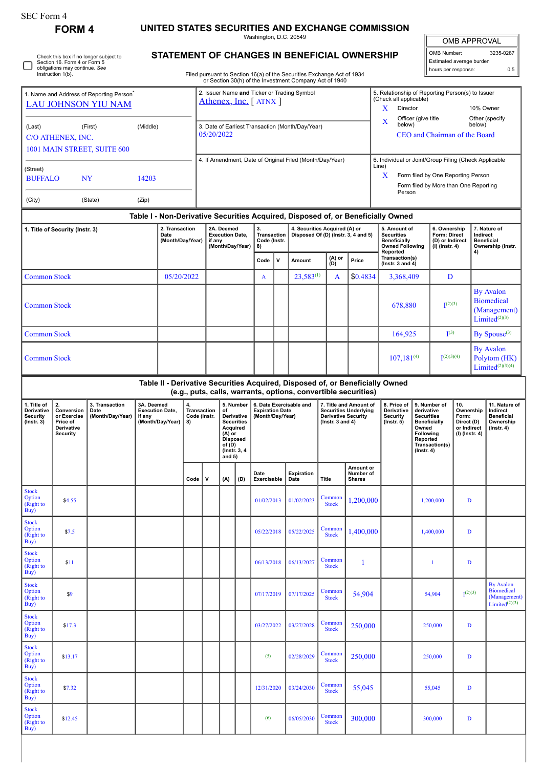SEC Form 4

# FORM 4

## UNITED STATES SECURITIES AND EXCHANGE COMMISSION

Washington, D.C. 20549

## STATEMENT OF CHANGES IN BENEFICIAL OWNERSHIP

Filed pursuant to Section 16(a) of the Securities Exchange Act of 1934 or Section 30(h) of the Investment Company Act of 1940

| OMB APPROVAL | |
|---|---|
| OMB Number: | 3235-0287 |
| Estimated average burden | |
| hours per response: | 0.5 |

☐ Check this box if no longer subject to Section 16. Form 4 or Form 5 obligations may continue. *See* Instruction 1(b).

1. Name and Address of Reporting Person*
LAU JOHNSON YIU NAM

(Last) (First) (Middle)
C/O ATHENEX, INC.
1001 MAIN STREET, SUITE 600

(Street)
BUFFALO NY 14203

(City) (State) (Zip)

2. Issuer Name and Ticker or Trading Symbol
Athenex, Inc. [ ATNX ]

3. Date of Earliest Transaction (Month/Day/Year)
05/20/2022

4. If Amendment, Date of Original Filed (Month/Day/Year)

5. Relationship of Reporting Person(s) to Issuer (Check all applicable)
X Director
10% Owner
X Officer (give title below)
Other (specify below)
CEO and Chairman of the Board

6. Individual or Joint/Group Filing (Check Applicable Line)
X Form filed by One Reporting Person
Form filed by More than One Reporting Person

### Table I - Non-Derivative Securities Acquired, Disposed of, or Beneficially Owned

| 1. Title of Security (Instr. 3) | 2. Transaction Date (Month/Day/Year) | 2A. Deemed Execution Date, if any (Month/Day/Year) | 3. Transaction Code (Instr. 8) | | 4. Securities Acquired (A) or Disposed Of (D) (Instr. 3, 4 and 5) | | | 5. Amount of Securities Beneficially Owned Following Reported Transaction(s) (Instr. 3 and 4) | 6. Ownership Form: Direct (D) or Indirect (I) (Instr. 4) | 7. Nature of Indirect Beneficial Ownership (Instr. 4) |
|---|---|---|---|---|---|---|---|---|---|---|
| | | | Code | V | Amount | (A) or (D) | Price | | | |
| Common Stock | 05/20/2022 | | A | | 23,583[(1)] | A | $0.4834 | 3,368,409 | D | |
| Common Stock | | | | | | | | 678,880 | I[(2)(3)] | By Avalon Biomedical (Management) Limited[(2)(3)] |
| Common Stock | | | | | | | | 164,925 | I[(3)] | By Spouse[(3)] |
| Common Stock | | | | | | | | 107,181[(4)] | I[(2)(3)(4)] | By Avalon Polytom (HK) Limited[(2)(3)(4)] |

### Table II - Derivative Securities Acquired, Disposed of, or Beneficially Owned (e.g., puts, calls, warrants, options, convertible securities)

| 1. Title of Derivative Security (Instr. 3) | 2. Conversion or Exercise Price of Derivative Security | 3. Transaction Date (Month/Day/Year) | 3A. Deemed Execution Date, if any (Month/Day/Year) | 4. Transaction Code (Instr. 8) | | 5. Number of Derivative Securities Acquired (A) or Disposed of (D) (Instr. 3, 4 and 5) | | 6. Date Exercisable and Expiration Date (Month/Day/Year) | | 7. Title and Amount of Securities Underlying Derivative Security (Instr. 3 and 4) | | 8. Price of Derivative Security (Instr. 5) | 9. Number of derivative Securities Beneficially Owned Following Reported Transaction(s) (Instr. 4) | 10. Ownership Form: Direct (D) or Indirect (I) (Instr. 4) | 11. Nature of Indirect Beneficial Ownership (Instr. 4) |
|---|---|---|---|---|---|---|---|---|---|---|---|---|---|---|---|
| | | | | Code | V | (A) | (D) | Date Exercisable | Expiration Date | Title | Amount or Number of Shares | | | | |
| Stock Option (Right to Buy) | $4.55 | | | | | | | 01/02/2013 | 01/02/2023 | Common Stock | 1,200,000 | | 1,200,000 | D | |
| Stock Option (Right to Buy) | $7.5 | | | | | | | 05/22/2018 | 05/22/2025 | Common Stock | 1,400,000 | | 1,400,000 | D | |
| Stock Option (Right to Buy) | $11 | | | | | | | 06/13/2018 | 06/13/2027 | Common Stock | 1 | | 1 | D | |
| Stock Option (Right to Buy) | $9 | | | | | | | 07/17/2019 | 07/17/2025 | Common Stock | 54,904 | | 54,904 | I[(2)(3)] | By Avalon Biomedical (Management) Limited[(2)(3)] |
| Stock Option (Right to Buy) | $17.3 | | | | | | | 03/27/2022 | 03/27/2028 | Common Stock | 250,000 | | 250,000 | D | |
| Stock Option (Right to Buy) | $13.17 | | | | | | | (5) | 02/28/2029 | Common Stock | 250,000 | | 250,000 | D | |
| Stock Option (Right to Buy) | $7.32 | | | | | | | 12/31/2020 | 03/24/2030 | Common Stock | 55,045 | | 55,045 | D | |
| Stock Option (Right to Buy) | $12.45 | | | | | | | (6) | 06/05/2030 | Common Stock | 300,000 | | 300,000 | D | |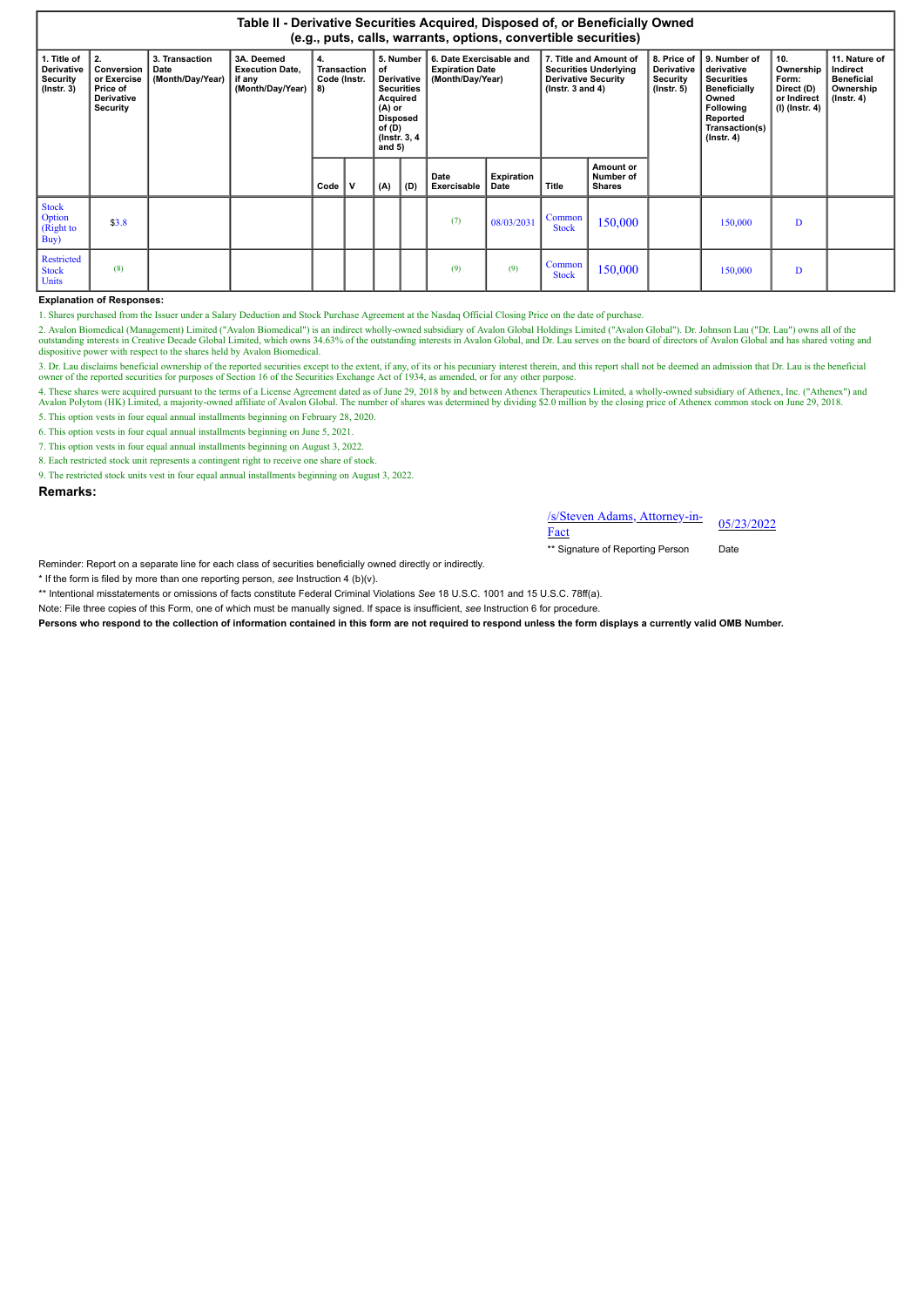## Table II - Derivative Securities Acquired, Disposed of, or Beneficially Owned (e.g., puts, calls, warrants, options, convertible securities)

| 1. Title of Derivative Security (Instr. 3) | 2. Conversion or Exercise Price of Derivative Security | 3. Transaction Date (Month/Day/Year) | 3A. Deemed Execution Date, if any (Month/Day/Year) | 4. Transaction Code (Instr. 8) | | 5. Number of Derivative Securities Acquired (A) or Disposed of (D) (Instr. 3, 4 and 5) | | 6. Date Exercisable and Expiration Date (Month/Day/Year) | | 7. Title and Amount of Securities Underlying Derivative Security (Instr. 3 and 4) | | 8. Price of Derivative Security (Instr. 5) | 9. Number of derivative Securities Beneficially Owned Following Reported Transaction(s) (Instr. 4) | 10. Ownership Form: Direct (D) or Indirect (I) (Instr. 4) | 11. Nature of Indirect Beneficial Ownership (Instr. 4) |
|---|---|---|---|---|---|---|---|---|---|---|---|---|---|---|---|
| | | | | Code | V | (A) | (D) | Date Exercisable | Expiration Date | Title | Amount or Number of Shares | | | | |
| Stock Option (Right to Buy) | $3.8 | | | | | | | (7) | 08/03/2031 | Common Stock | 150,000 | | 150,000 | D | |
| Restricted Stock Units | (8) | | | | | | | (9) | (9) | Common Stock | 150,000 | | 150,000 | D | |

**Explanation of Responses:**

1. Shares purchased from the Issuer under a Salary Deduction and Stock Purchase Agreement at the Nasdaq Official Closing Price on the date of purchase.

2. Avalon Biomedical (Management) Limited ("Avalon Biomedical") is an indirect wholly-owned subsidiary of Avalon Global Holdings Limited ("Avalon Global"). Dr. Johnson Lau ("Dr. Lau") owns all of the outstanding interests in Creative Decade Global Limited, which owns 34.63% of the outstanding interests in Avalon Global, and Dr. Lau serves on the board of directors of Avalon Global and has shared voting and dispositive power with respect to the shares held by Avalon Biomedical.

3. Dr. Lau disclaims beneficial ownership of the reported securities except to the extent, if any, of its or his pecuniary interest therein, and this report shall not be deemed an admission that Dr. Lau is the beneficial owner of the reported securities for purposes of Section 16 of the Securities Exchange Act of 1934, as amended, or for any other purpose.

4. These shares were acquired pursuant to the terms of a License Agreement dated as of June 29, 2018 by and between Athenex Therapeutics Limited, a wholly-owned subsidiary of Athenex, Inc. ("Athenex") and Avalon Polytom (HK) Limited, a majority-owned affiliate of Avalon Global. The number of shares was determined by dividing $2.0 million by the closing price of Athenex common stock on June 29, 2018.

5. This option vests in four equal annual installments beginning on February 28, 2020.

6. This option vests in four equal annual installments beginning on June 5, 2021.

7. This option vests in four equal annual installments beginning on August 3, 2022.

8. Each restricted stock unit represents a contingent right to receive one share of stock.

9. The restricted stock units vest in four equal annual installments beginning on August 3, 2022.

**Remarks:**

/s/Steven Adams, Attorney-in-Fact — 05/23/2022

** Signature of Reporting Person — Date

Reminder: Report on a separate line for each class of securities beneficially owned directly or indirectly.

\* If the form is filed by more than one reporting person, *see* Instruction 4 (b)(v).

** Intentional misstatements or omissions of facts constitute Federal Criminal Violations *See* 18 U.S.C. 1001 and 15 U.S.C. 78ff(a).

Note: File three copies of this Form, one of which must be manually signed. If space is insufficient, *see* Instruction 6 for procedure.

**Persons who respond to the collection of information contained in this form are not required to respond unless the form displays a currently valid OMB Number.**